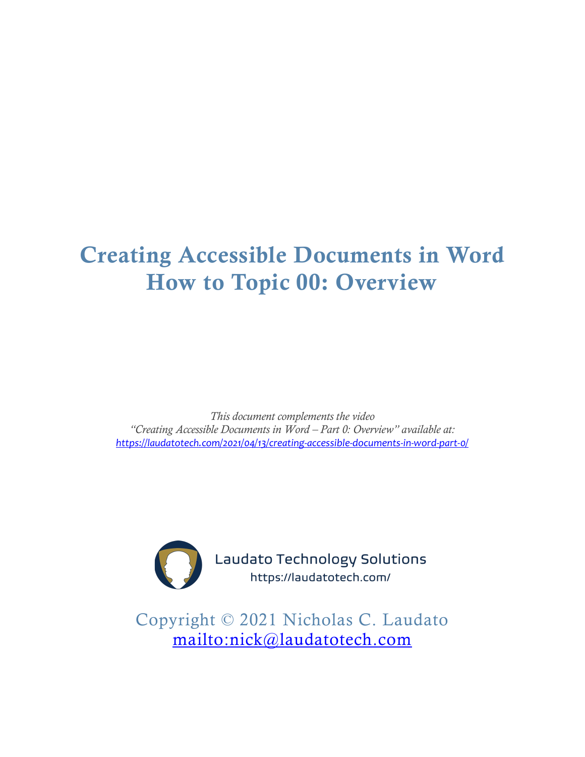# Creating Accessible Documents in Word
# How to Topic 00: Overview

*This document complements the video*
*"Creating Accessible Documents in Word – Part 0: Overview" available at:*
*https://laudatotech.com/2021/04/13/creating-accessible-documents-in-word-part-0/*

Laudato Technology Solutions
https://laudatotech.com/

Copyright © 2021 Nicholas C. Laudato
mailto:nick@laudatotech.com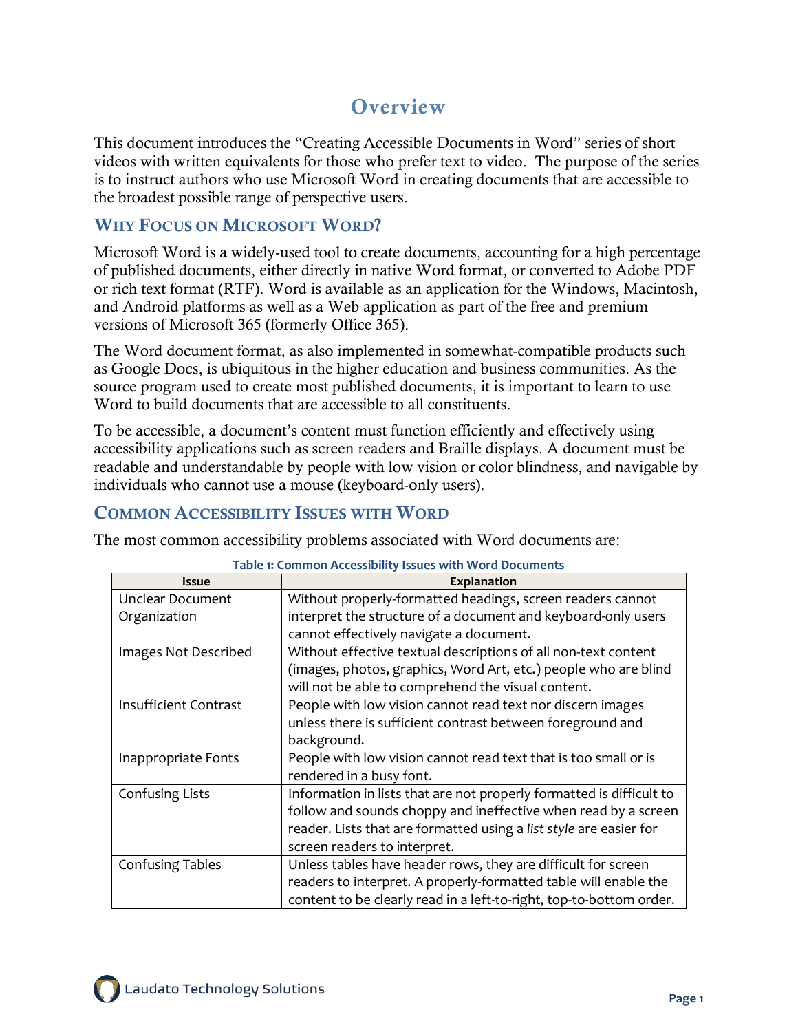# Overview

This document introduces the "Creating Accessible Documents in Word" series of short videos with written equivalents for those who prefer text to video. The purpose of the series is to instruct authors who use Microsoft Word in creating documents that are accessible to the broadest possible range of perspective users.

## Why Focus on Microsoft Word?

Microsoft Word is a widely-used tool to create documents, accounting for a high percentage of published documents, either directly in native Word format, or converted to Adobe PDF or rich text format (RTF). Word is available as an application for the Windows, Macintosh, and Android platforms as well as a Web application as part of the free and premium versions of Microsoft 365 (formerly Office 365).

The Word document format, as also implemented in somewhat-compatible products such as Google Docs, is ubiquitous in the higher education and business communities. As the source program used to create most published documents, it is important to learn to use Word to build documents that are accessible to all constituents.

To be accessible, a document's content must function efficiently and effectively using accessibility applications such as screen readers and Braille displays. A document must be readable and understandable by people with low vision or color blindness, and navigable by individuals who cannot use a mouse (keyboard-only users).

## Common Accessibility Issues with Word

The most common accessibility problems associated with Word documents are:

**Table 1: Common Accessibility Issues with Word Documents**

| Issue | Explanation |
|---|---|
| Unclear Document Organization | Without properly-formatted headings, screen readers cannot interpret the structure of a document and keyboard-only users cannot effectively navigate a document. |
| Images Not Described | Without effective textual descriptions of all non-text content (images, photos, graphics, Word Art, etc.) people who are blind will not be able to comprehend the visual content. |
| Insufficient Contrast | People with low vision cannot read text nor discern images unless there is sufficient contrast between foreground and background. |
| Inappropriate Fonts | People with low vision cannot read text that is too small or is rendered in a busy font. |
| Confusing Lists | Information in lists that are not properly formatted is difficult to follow and sounds choppy and ineffective when read by a screen reader. Lists that are formatted using a *list style* are easier for screen readers to interpret. |
| Confusing Tables | Unless tables have header rows, they are difficult for screen readers to interpret. A properly-formatted table will enable the content to be clearly read in a left-to-right, top-to-bottom order. |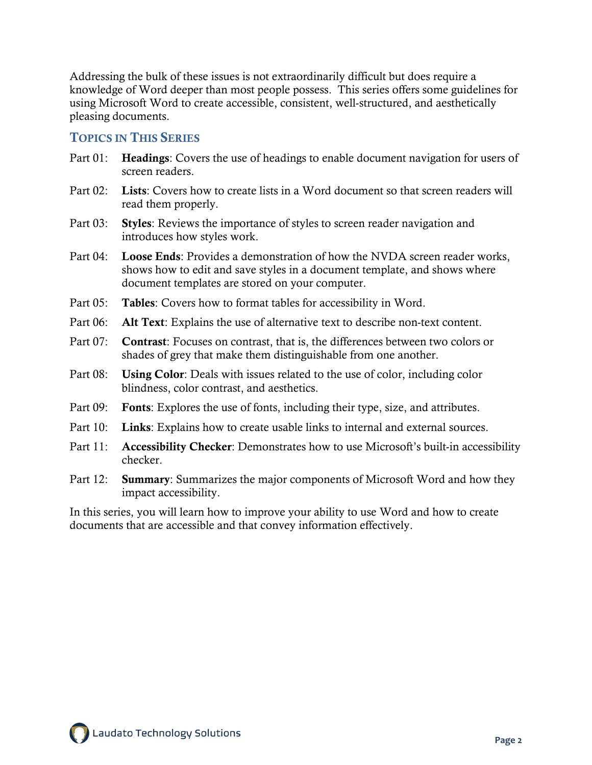Addressing the bulk of these issues is not extraordinarily difficult but does require a knowledge of Word deeper than most people possess. This series offers some guidelines for using Microsoft Word to create accessible, consistent, well-structured, and aesthetically pleasing documents.

## Topics in This Series

Part 01: **Headings**: Covers the use of headings to enable document navigation for users of screen readers.

Part 02: **Lists**: Covers how to create lists in a Word document so that screen readers will read them properly.

Part 03: **Styles**: Reviews the importance of styles to screen reader navigation and introduces how styles work.

Part 04: **Loose Ends**: Provides a demonstration of how the NVDA screen reader works, shows how to edit and save styles in a document template, and shows where document templates are stored on your computer.

Part 05: **Tables**: Covers how to format tables for accessibility in Word.

Part 06: **Alt Text**: Explains the use of alternative text to describe non-text content.

Part 07: **Contrast**: Focuses on contrast, that is, the differences between two colors or shades of grey that make them distinguishable from one another.

Part 08: **Using Color**: Deals with issues related to the use of color, including color blindness, color contrast, and aesthetics.

Part 09: **Fonts**: Explores the use of fonts, including their type, size, and attributes.

Part 10: **Links**: Explains how to create usable links to internal and external sources.

Part 11: **Accessibility Checker**: Demonstrates how to use Microsoft's built-in accessibility checker.

Part 12: **Summary**: Summarizes the major components of Microsoft Word and how they impact accessibility.

In this series, you will learn how to improve your ability to use Word and how to create documents that are accessible and that convey information effectively.